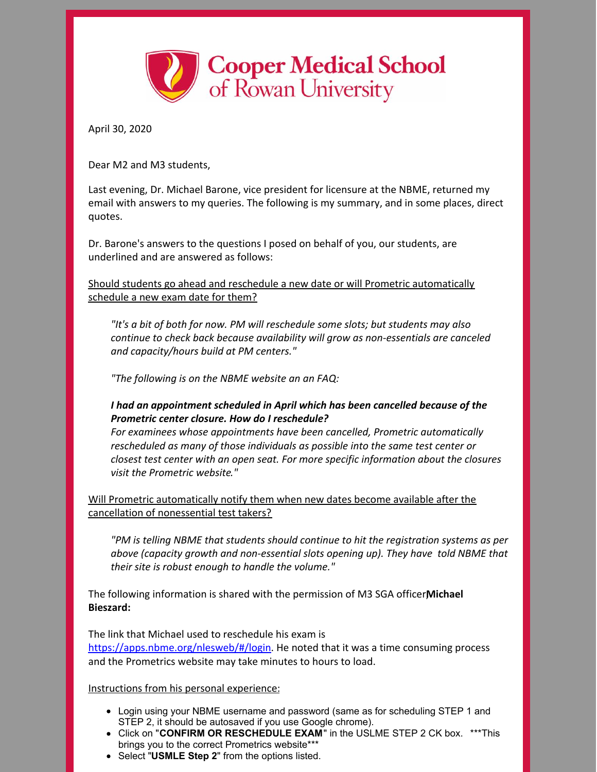**Cooper Medical School of Rowan University**

April 30, 2020

Dear M2 and M3 students,

Last evening, Dr. Michael Barone, vice president for licensure at the NBME, returned my email with answers to my queries. The following is my summary, and in some places, direct quotes.

Dr. Barone's answers to the questions I posed on behalf of you, our students, are underlined and are answered as follows:

<u>Should students go ahead and reschedule a new date or will Prometric automatically schedule a new exam date for them?</u>

> *"It's a bit of both for now. PM will reschedule some slots; but students may also continue to check back because availability will grow as non-essentials are canceled and capacity/hours build at PM centers."*
>
> *"The following is on the NBME website an an FAQ:*
>
> ***I had an appointment scheduled in April which has been cancelled because of the Prometric center closure. How do I reschedule?***
> *For examinees whose appointments have been cancelled, Prometric automatically rescheduled as many of those individuals as possible into the same test center or closest test center with an open seat. For more specific information about the closures visit the Prometric website."*

<u>Will Prometric automatically notify them when new dates become available after the cancellation of nonessential test takers?</u>

> *"PM is telling NBME that students should continue to hit the registration systems as per above (capacity growth and non-essential slots opening up). They have told NBME that their site is robust enough to handle the volume."*

The following information is shared with the permission of M3 SGA officer**Michael Bieszard:**

The link that Michael used to reschedule his exam is [https://apps.nbme.org/nlesweb/#/login](https://apps.nbme.org/nlesweb/#/login). He noted that it was a time consuming process and the Prometrics website may take minutes to hours to load.

<u>Instructions from his personal experience:</u>

- Login using your NBME username and password (same as for scheduling STEP 1 and STEP 2, it should be autosaved if you use Google chrome).
- Click on "**CONFIRM OR RESCHEDULE EXAM**" in the USLME STEP 2 CK box. ***This brings you to the correct Prometrics website***
- Select "**USMLE Step 2**" from the options listed.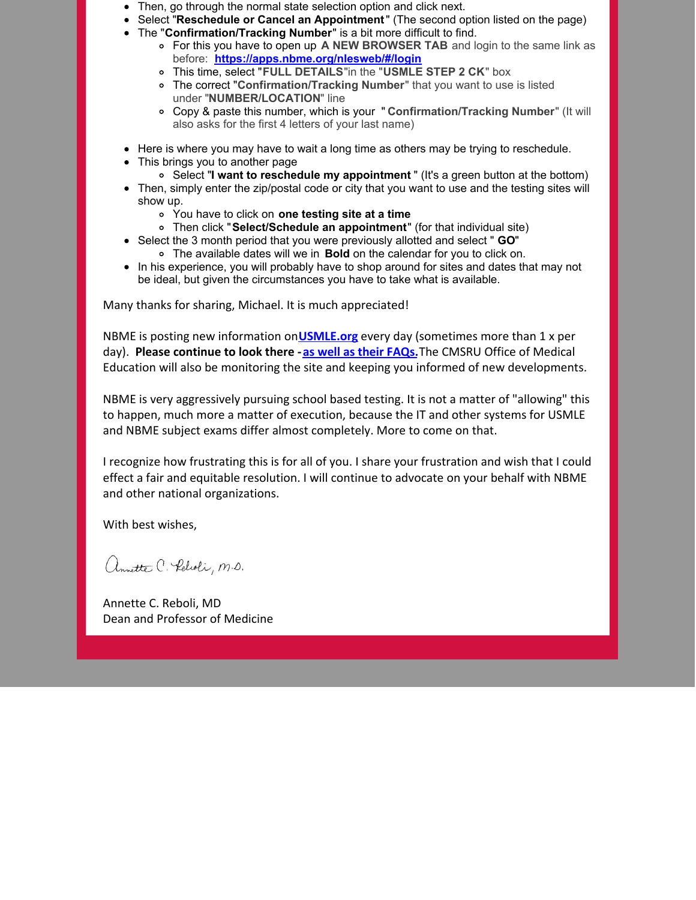- Then, go through the normal state selection option and click next.
- Select "**Reschedule or Cancel an Appointment**" (The second option listed on the page)
- The "**Confirmation/Tracking Number**" is a bit more difficult to find.
  - For this you have to open up **A NEW BROWSER TAB** and login to the same link as before: **https://apps.nbme.org/nlesweb/#/login**
  - This time, select "**FULL DETAILS**"in the "**USMLE STEP 2 CK**" box
  - The correct "**Confirmation/Tracking Number**" that you want to use is listed under "**NUMBER/LOCATION**" line
  - Copy & paste this number, which is your "**Confirmation/Tracking Number**" (It will also asks for the first 4 letters of your last name)

- Here is where you may have to wait a long time as others may be trying to reschedule.
- This brings you to another page
  - Select "**I want to reschedule my appointment** " (It's a green button at the bottom)
- Then, simply enter the zip/postal code or city that you want to use and the testing sites will show up.
  - You have to click on **one testing site at a time**
  - Then click "**Select/Schedule an appointment**" (for that individual site)
- Select the 3 month period that you were previously allotted and select " **GO**"
  - The available dates will we in **Bold** on the calendar for you to click on.
- In his experience, you will probably have to shop around for sites and dates that may not be ideal, but given the circumstances you have to take what is available.

Many thanks for sharing, Michael. It is much appreciated!

NBME is posting new information on**USMLE.org** every day (sometimes more than 1 x per day). **Please continue to look there - as well as their FAQs.**The CMSRU Office of Medical Education will also be monitoring the site and keeping you informed of new developments.

NBME is very aggressively pursuing school based testing. It is not a matter of "allowing" this to happen, much more a matter of execution, because the IT and other systems for USMLE and NBME subject exams differ almost completely. More to come on that.

I recognize how frustrating this is for all of you. I share your frustration and wish that I could effect a fair and equitable resolution. I will continue to advocate on your behalf with NBME and other national organizations.

With best wishes,

Annette C. Reboli, M.D.

Annette C. Reboli, MD
Dean and Professor of Medicine